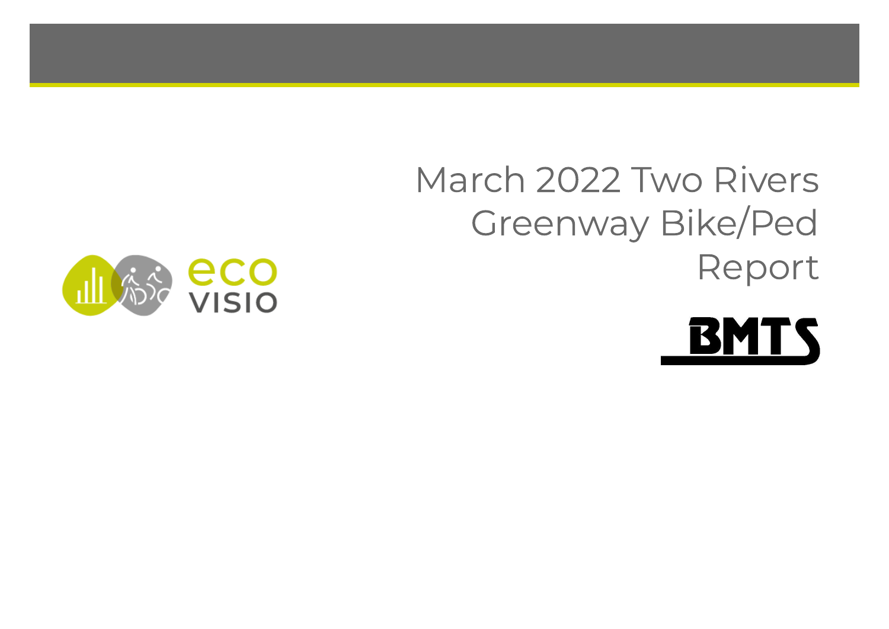# March 2022 Two Rivers Greenway Bike/Ped Report

eco VISIO

BMTS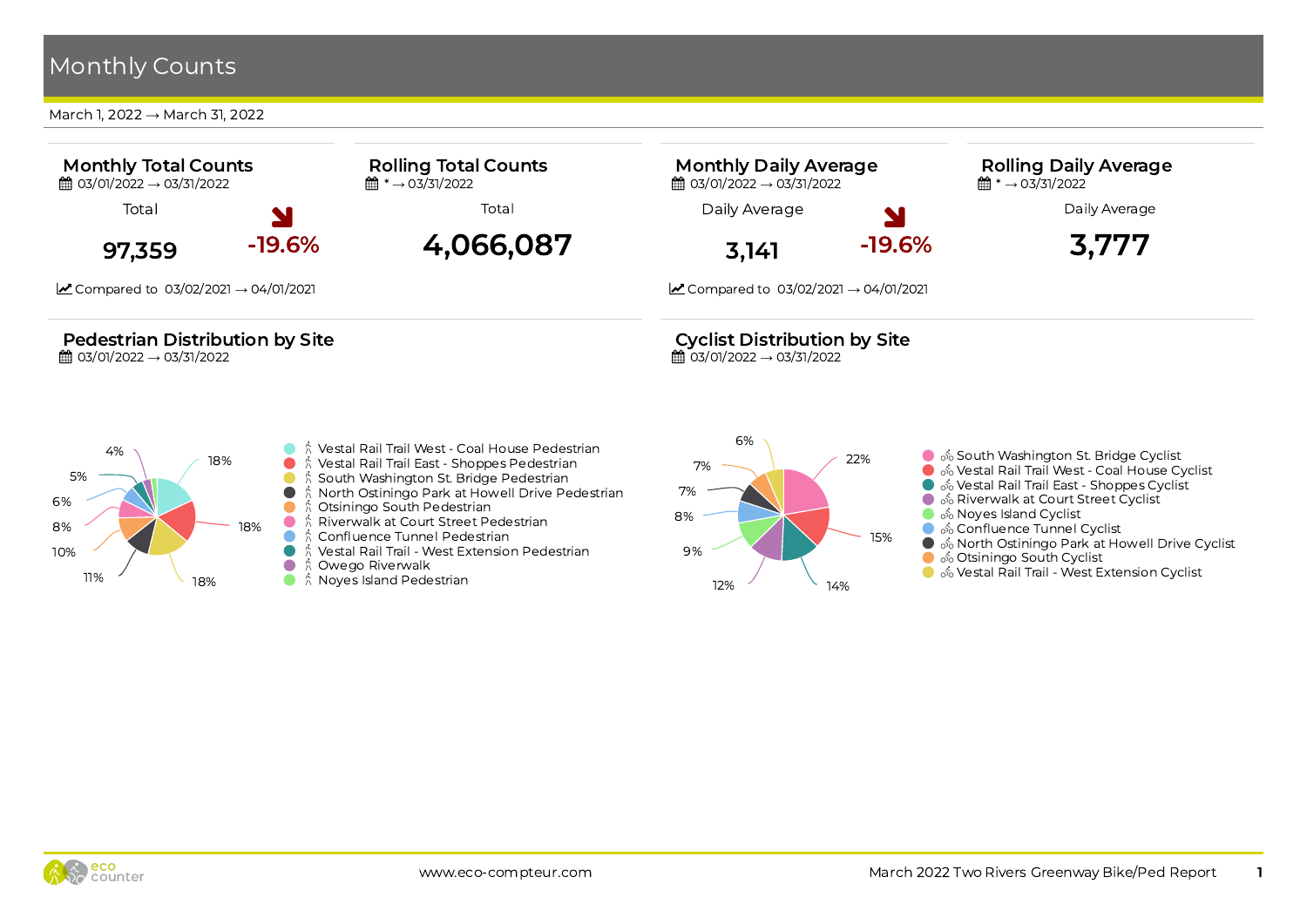# Monthly Counts

March 1, 2022 → March 31, 2022

### Monthly Total Counts

03/01/2022 → 03/31/2022

Total

**97,359** -19.6%

Compared to 03/02/2021 → 04/01/2021

### Rolling Total Counts

* → 03/31/2022

Total

**4,066,087**

### Monthly Daily Average

03/01/2022 → 03/31/2022

Daily Average

**3,141** -19.6%

Compared to 03/02/2021 → 04/01/2021

### Rolling Daily Average

* → 03/31/2022

Daily Average

**3,777**

### Pedestrian Distribution by Site

03/01/2022 → 03/31/2022

| Site | Share |
|---|---|
| Vestal Rail Trail West - Coal House Pedestrian | 18% |
| Vestal Rail Trail East - Shoppes Pedestrian | 18% |
| South Washington St. Bridge Pedestrian | 18% |
| North Ostiningo Park at Howell Drive Pedestrian | 11% |
| Otsiningo South Pedestrian | 10% |
| Riverwalk at Court Street Pedestrian | 8% |
| Confluence Tunnel Pedestrian | 6% |
| Vestal Rail Trail - West Extension Pedestrian | 5% |
| Owego Riverwalk | 4% |
| Noyes Island Pedestrian | |

### Cyclist Distribution by Site

03/01/2022 → 03/31/2022

| Site | Share |
|---|---|
| South Washington St. Bridge Cyclist | 22% |
| Vestal Rail Trail West - Coal House Cyclist | 15% |
| Vestal Rail Trail East - Shoppes Cyclist | 14% |
| Riverwalk at Court Street Cyclist | 12% |
| Noyes Island Cyclist | 9% |
| Confluence Tunnel Cyclist | 8% |
| North Ostiningo Park at Howell Drive Cyclist | 7% |
| Otsiningo South Cyclist | 7% |
| Vestal Rail Trail - West Extension Cyclist | 6% |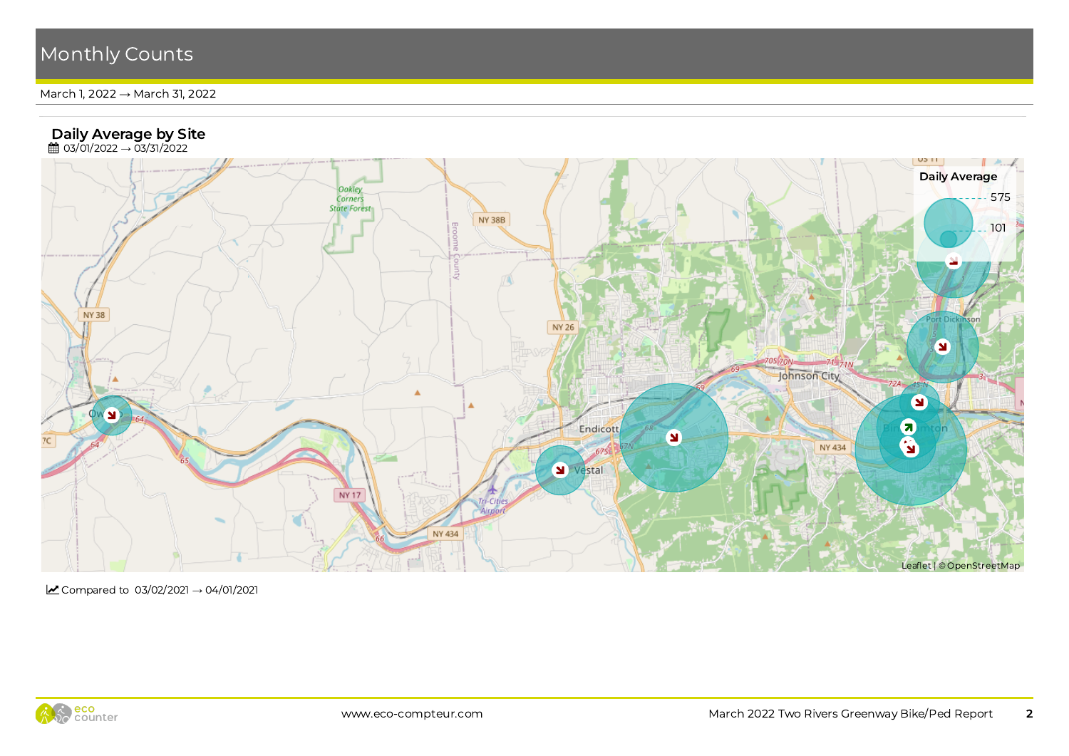# Monthly Counts

March 1, 2022 → March 31, 2022

## Daily Average by Site

03/01/2022 → 03/31/2022

Daily Average

575

101

Compared to 03/02/2021 → 04/01/2021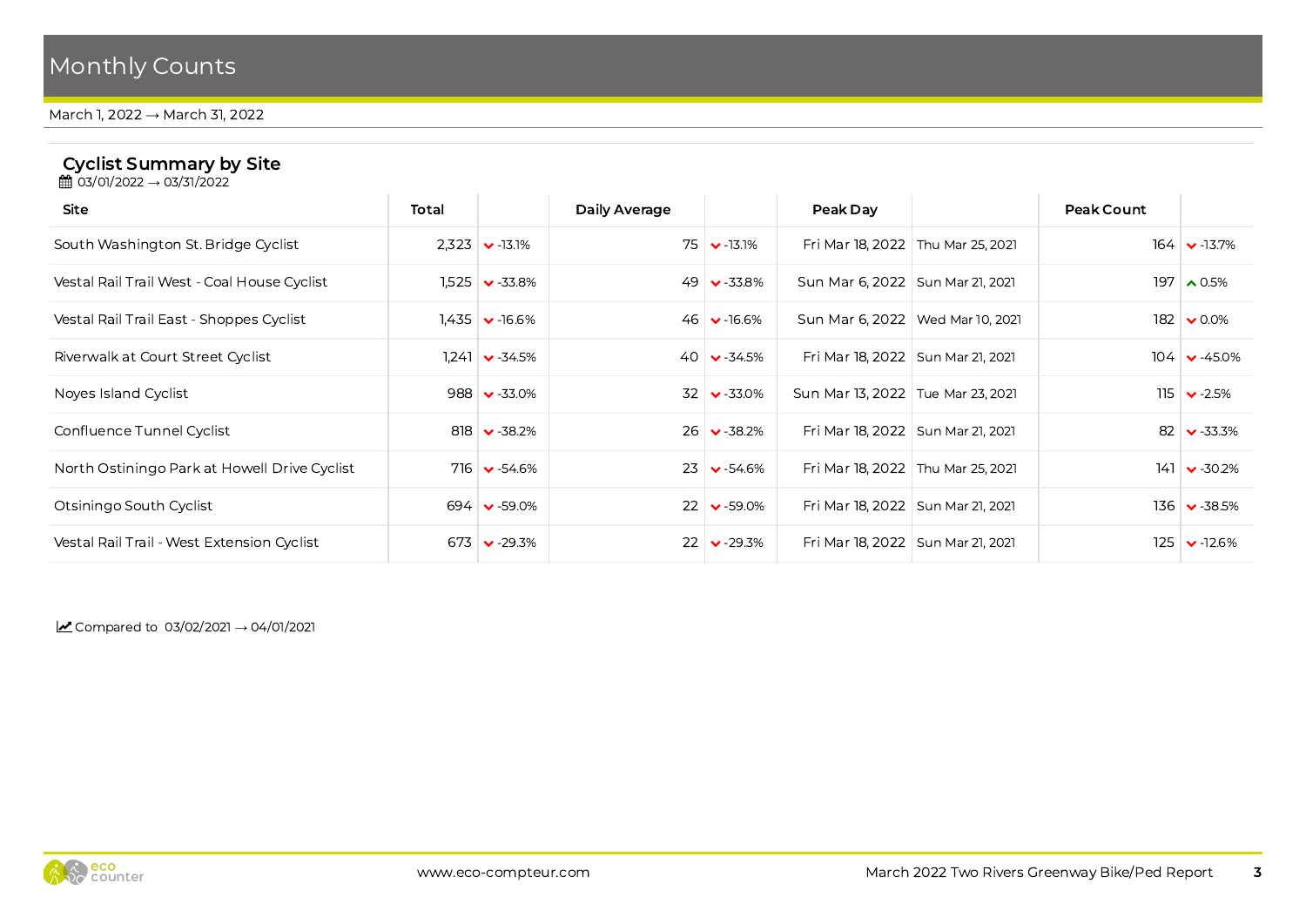# Monthly Counts

March 1, 2022 → March 31, 2022

## Cyclist Summary by Site

03/01/2022 → 03/31/2022

| Site | Total | | Daily Average | | Peak Day | | Peak Count | |
|---|---|---|---|---|---|---|---|---|
| South Washington St. Bridge Cyclist | 2,323 | -13.1% | 75 | -13.1% | Fri Mar 18, 2022 | Thu Mar 25, 2021 | 164 | -13.7% |
| Vestal Rail Trail West - Coal House Cyclist | 1,525 | -33.8% | 49 | -33.8% | Sun Mar 6, 2022 | Sun Mar 21, 2021 | 197 | 0.5% |
| Vestal Rail Trail East - Shoppes Cyclist | 1,435 | -16.6% | 46 | -16.6% | Sun Mar 6, 2022 | Wed Mar 10, 2021 | 182 | 0.0% |
| Riverwalk at Court Street Cyclist | 1,241 | -34.5% | 40 | -34.5% | Fri Mar 18, 2022 | Sun Mar 21, 2021 | 104 | -45.0% |
| Noyes Island Cyclist | 988 | -33.0% | 32 | -33.0% | Sun Mar 13, 2022 | Tue Mar 23, 2021 | 115 | -2.5% |
| Confluence Tunnel Cyclist | 818 | -38.2% | 26 | -38.2% | Fri Mar 18, 2022 | Sun Mar 21, 2021 | 82 | -33.3% |
| North Ostiningo Park at Howell Drive Cyclist | 716 | -54.6% | 23 | -54.6% | Fri Mar 18, 2022 | Thu Mar 25, 2021 | 141 | -30.2% |
| Otsiningo South Cyclist | 694 | -59.0% | 22 | -59.0% | Fri Mar 18, 2022 | Sun Mar 21, 2021 | 136 | -38.5% |
| Vestal Rail Trail - West Extension Cyclist | 673 | -29.3% | 22 | -29.3% | Fri Mar 18, 2022 | Sun Mar 21, 2021 | 125 | -12.6% |

Compared to 03/02/2021 → 04/01/2021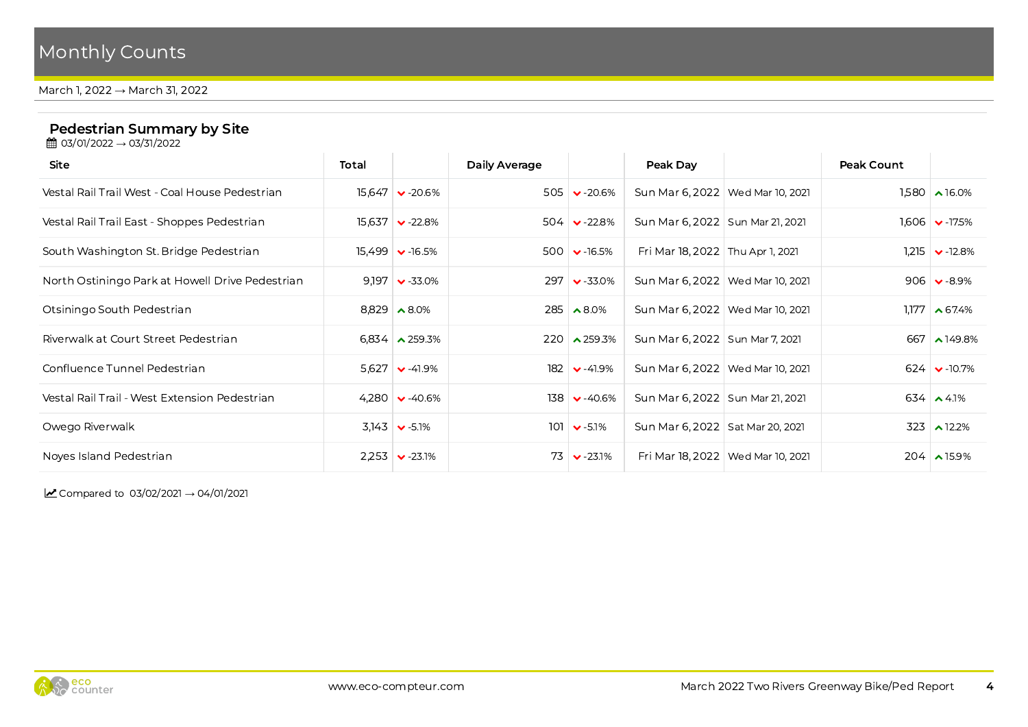# Monthly Counts

March 1, 2022 → March 31, 2022

## Pedestrian Summary by Site

03/01/2022 → 03/31/2022

| Site | Total | | Daily Average | | Peak Day | | Peak Count | |
|---|---|---|---|---|---|---|---|---|
| Vestal Rail Trail West - Coal House Pedestrian | 15,647 | ⌄ -20.6% | 505 | ⌄ -20.6% | Sun Mar 6, 2022 | Wed Mar 10, 2021 | 1,580 | ^ 16.0% |
| Vestal Rail Trail East - Shoppes Pedestrian | 15,637 | ⌄ -22.8% | 504 | ⌄ -22.8% | Sun Mar 6, 2022 | Sun Mar 21, 2021 | 1,606 | ⌄ -17.5% |
| South Washington St. Bridge Pedestrian | 15,499 | ⌄ -16.5% | 500 | ⌄ -16.5% | Fri Mar 18, 2022 | Thu Apr 1, 2021 | 1,215 | ⌄ -12.8% |
| North Ostiningo Park at Howell Drive Pedestrian | 9,197 | ⌄ -33.0% | 297 | ⌄ -33.0% | Sun Mar 6, 2022 | Wed Mar 10, 2021 | 906 | ⌄ -8.9% |
| Otsiningo South Pedestrian | 8,829 | ^ 8.0% | 285 | ^ 8.0% | Sun Mar 6, 2022 | Wed Mar 10, 2021 | 1,177 | ^ 67.4% |
| Riverwalk at Court Street Pedestrian | 6,834 | ^ 259.3% | 220 | ^ 259.3% | Sun Mar 6, 2022 | Sun Mar 7, 2021 | 667 | ^ 149.8% |
| Confluence Tunnel Pedestrian | 5,627 | ⌄ -41.9% | 182 | ⌄ -41.9% | Sun Mar 6, 2022 | Wed Mar 10, 2021 | 624 | ⌄ -10.7% |
| Vestal Rail Trail - West Extension Pedestrian | 4,280 | ⌄ -40.6% | 138 | ⌄ -40.6% | Sun Mar 6, 2022 | Sun Mar 21, 2021 | 634 | ^ 4.1% |
| Owego Riverwalk | 3,143 | ⌄ -5.1% | 101 | ⌄ -5.1% | Sun Mar 6, 2022 | Sat Mar 20, 2021 | 323 | ^ 12.2% |
| Noyes Island Pedestrian | 2,253 | ⌄ -23.1% | 73 | ⌄ -23.1% | Fri Mar 18, 2022 | Wed Mar 10, 2021 | 204 | ^ 15.9% |

Compared to 03/02/2021 → 04/01/2021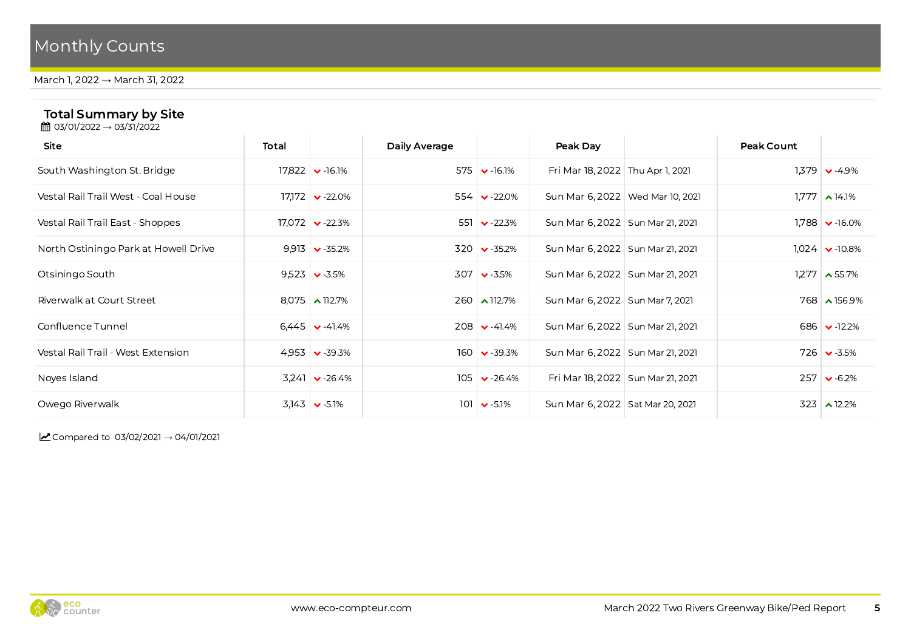# Monthly Counts

March 1, 2022 → March 31, 2022

## Total Summary by Site

03/01/2022 → 03/31/2022

| Site | Total | | Daily Average | | Peak Day | | Peak Count | |
|---|---|---|---|---|---|---|---|---|
| South Washington St. Bridge | 17,822 | -16.1% | 575 | -16.1% | Fri Mar 18, 2022 | Thu Apr 1, 2021 | 1,379 | -4.9% |
| Vestal Rail Trail West - Coal House | 17,172 | -22.0% | 554 | -22.0% | Sun Mar 6, 2022 | Wed Mar 10, 2021 | 1,777 | 14.1% |
| Vestal Rail Trail East - Shoppes | 17,072 | -22.3% | 551 | -22.3% | Sun Mar 6, 2022 | Sun Mar 21, 2021 | 1,788 | -16.0% |
| North Ostiningo Park at Howell Drive | 9,913 | -35.2% | 320 | -35.2% | Sun Mar 6, 2022 | Sun Mar 21, 2021 | 1,024 | -10.8% |
| Otsiningo South | 9,523 | -3.5% | 307 | -3.5% | Sun Mar 6, 2022 | Sun Mar 21, 2021 | 1,277 | 55.7% |
| Riverwalk at Court Street | 8,075 | 112.7% | 260 | 112.7% | Sun Mar 6, 2022 | Sun Mar 7, 2021 | 768 | 156.9% |
| Confluence Tunnel | 6,445 | -41.4% | 208 | -41.4% | Sun Mar 6, 2022 | Sun Mar 21, 2021 | 686 | -12.2% |
| Vestal Rail Trail - West Extension | 4,953 | -39.3% | 160 | -39.3% | Sun Mar 6, 2022 | Sun Mar 21, 2021 | 726 | -3.5% |
| Noyes Island | 3,241 | -26.4% | 105 | -26.4% | Fri Mar 18, 2022 | Sun Mar 21, 2021 | 257 | -6.2% |
| Owego Riverwalk | 3,143 | -5.1% | 101 | -5.1% | Sun Mar 6, 2022 | Sat Mar 20, 2021 | 323 | 12.2% |

Compared to 03/02/2021 → 04/01/2021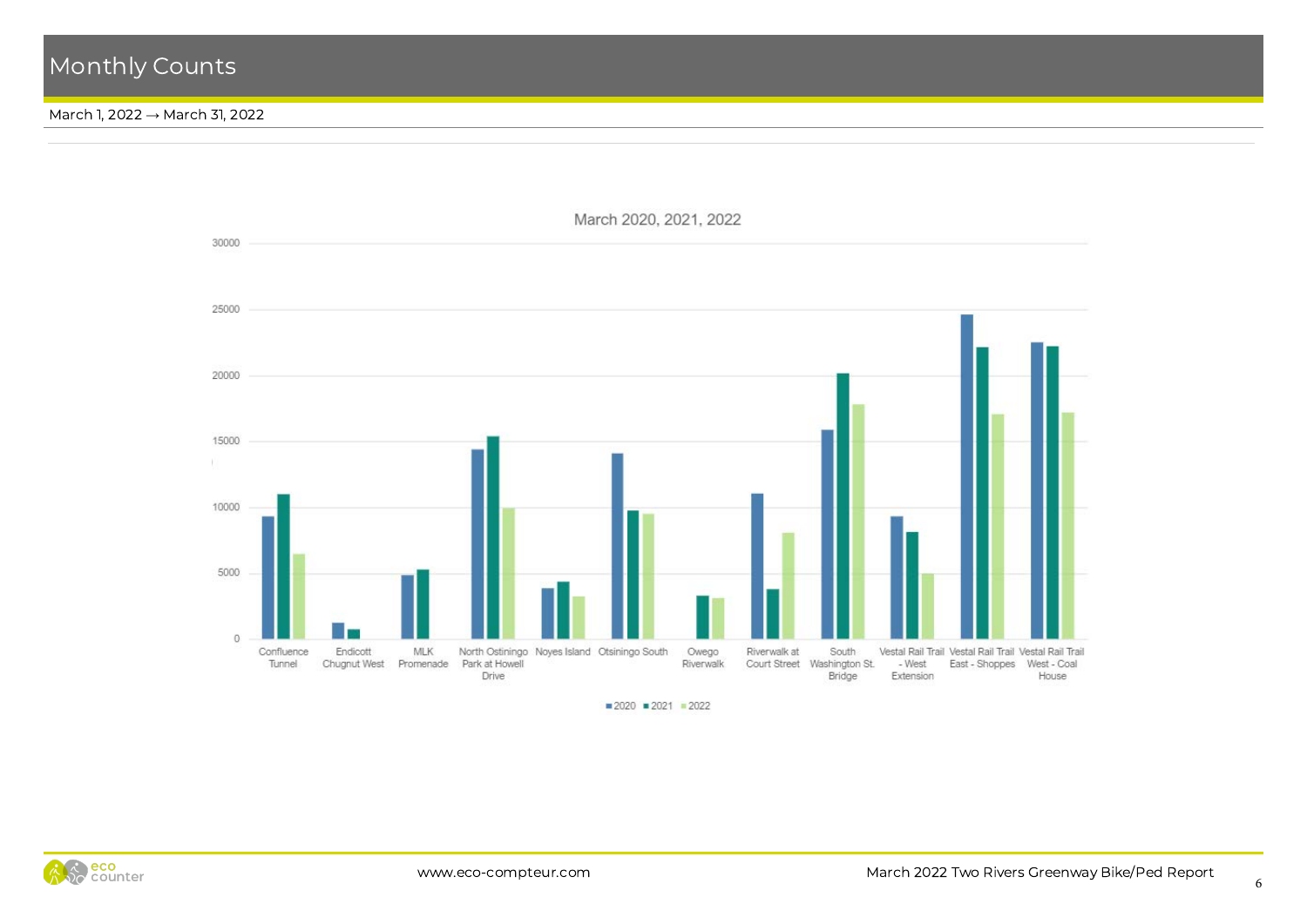# Monthly Counts

March 1, 2022 → March 31, 2022

March 2020, 2021, 2022

30000
25000
20000
15000
10000
5000
0

Confluence Tunnel
Endicott Chugnut West
MLK Promenade
North Ostiningo Park at Howell Drive
Noyes Island
Otsiningo South
Owego Riverwalk
Riverwalk at Court Street
South Washington St. Bridge
Vestal Rail Trail - West Extension
Vestal Rail Trail East - Shoppes
Vestal Rail Trail West - Coal House

■ 2020 ■ 2021 ■ 2022